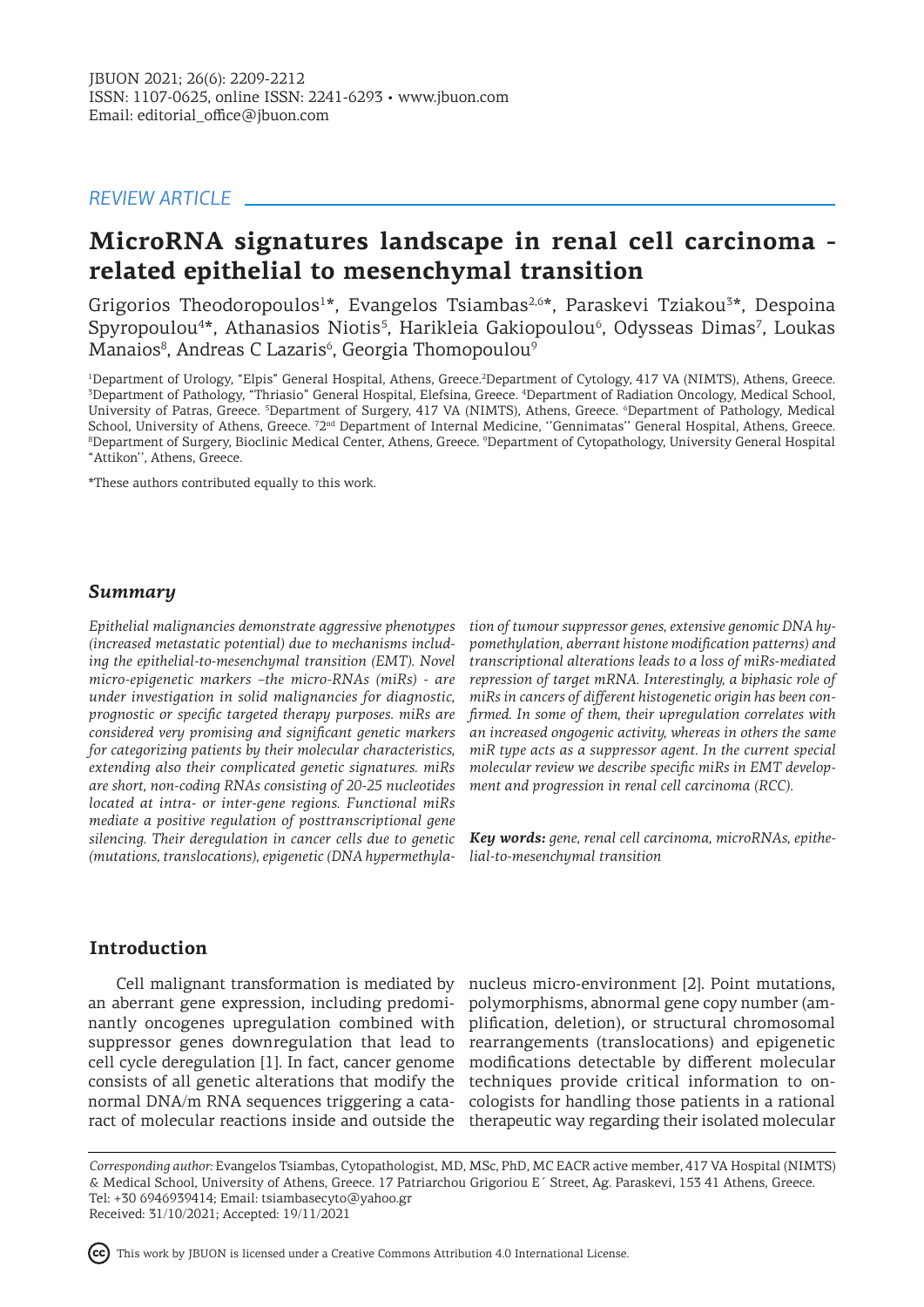*REVIEW ARTICLE*

# MicroRNA signatures landscape in renal cell carcinoma - related epithelial to mesenchymal transition

Grigorios Theodoropoulos[1]*, Evangelos Tsiambas[2,6]*, Paraskevi Tziakou[3]*, Despoina Spyropoulou[4]*, Athanasios Niotis[5], Harikleia Gakiopoulou[6], Odysseas Dimas[7], Loukas Manaios[8], Andreas C Lazaris[6], Georgia Thomopoulou[9]

[1]Department of Urology, "Elpis" General Hospital, Athens, Greece. [2]Department of Cytology, 417 VA (NIMTS), Athens, Greece. [3]Department of Pathology, "Thriasio" General Hospital, Elefsina, Greece. [4]Department of Radiation Oncology, Medical School, University of Patras, Greece. [5]Department of Surgery, 417 VA (NIMTS), Athens, Greece. [6]Department of Pathology, Medical School, University of Athens, Greece. [7]2nd Department of Internal Medicine, "Gennimatas" General Hospital, Athens, Greece. [8]Department of Surgery, Bioclinic Medical Center, Athens, Greece. [9]Department of Cytopathology, University General Hospital "Attikon", Athens, Greece.

*These authors contributed equally to this work.

## *Summary*

*Epithelial malignancies demonstrate aggressive phenotypes (increased metastatic potential) due to mechanisms including the epithelial-to-mesenchymal transition (EMT). Novel micro-epigenetic markers –the micro-RNAs (miRs) - are under investigation in solid malignancies for diagnostic, prognostic or specific targeted therapy purposes. miRs are considered very promising and significant genetic markers for categorizing patients by their molecular characteristics, extending also their complicated genetic signatures. miRs are short, non-coding RNAs consisting of 20-25 nucleotides located at intra- or inter-gene regions. Functional miRs mediate a positive regulation of posttranscriptional gene silencing. Their deregulation in cancer cells due to genetic (mutations, translocations), epigenetic (DNA hypermethylation of tumour suppressor genes, extensive genomic DNA hypomethylation, aberrant histone modification patterns) and transcriptional alterations leads to a loss of miRs-mediated repression of target mRNA. Interestingly, a biphasic role of miRs in cancers of different histogenetic origin has been confirmed. In some of them, their upregulation correlates with an increased ongogenic activity, whereas in others the same miR type acts as a suppressor agent. In the current special molecular review we describe specific miRs in EMT development and progression in renal cell carcinoma (RCC).*

***Key words:*** *gene, renal cell carcinoma, microRNAs, epithelial-to-mesenchymal transition*

## Introduction

Cell malignant transformation is mediated by an aberrant gene expression, including predominantly oncogenes upregulation combined with suppressor genes downregulation that lead to cell cycle deregulation [1]. In fact, cancer genome consists of all genetic alterations that modify the normal DNA/m RNA sequences triggering a cataract of molecular reactions inside and outside the nucleus micro-environment [2]. Point mutations, polymorphisms, abnormal gene copy number (amplification, deletion), or structural chromosomal rearrangements (translocations) and epigenetic modifications detectable by different molecular techniques provide critical information to oncologists for handling those patients in a rational therapeutic way regarding their isolated molecular

*Corresponding author:* Evangelos Tsiambas, Cytopathologist, MD, MSc, PhD, MC EACR active member, 417 VA Hospital (NIMTS) & Medical School, University of Athens, Greece. 17 Patriarchou Grigoriou E΄ Street, Ag. Paraskevi, 153 41 Athens, Greece.
Tel: +30 6946939414; Email: tsiambasecyto@yahoo.gr
Received: 31/10/2021; Accepted: 19/11/2021

This work by JBUON is licensed under a Creative Commons Attribution 4.0 International License.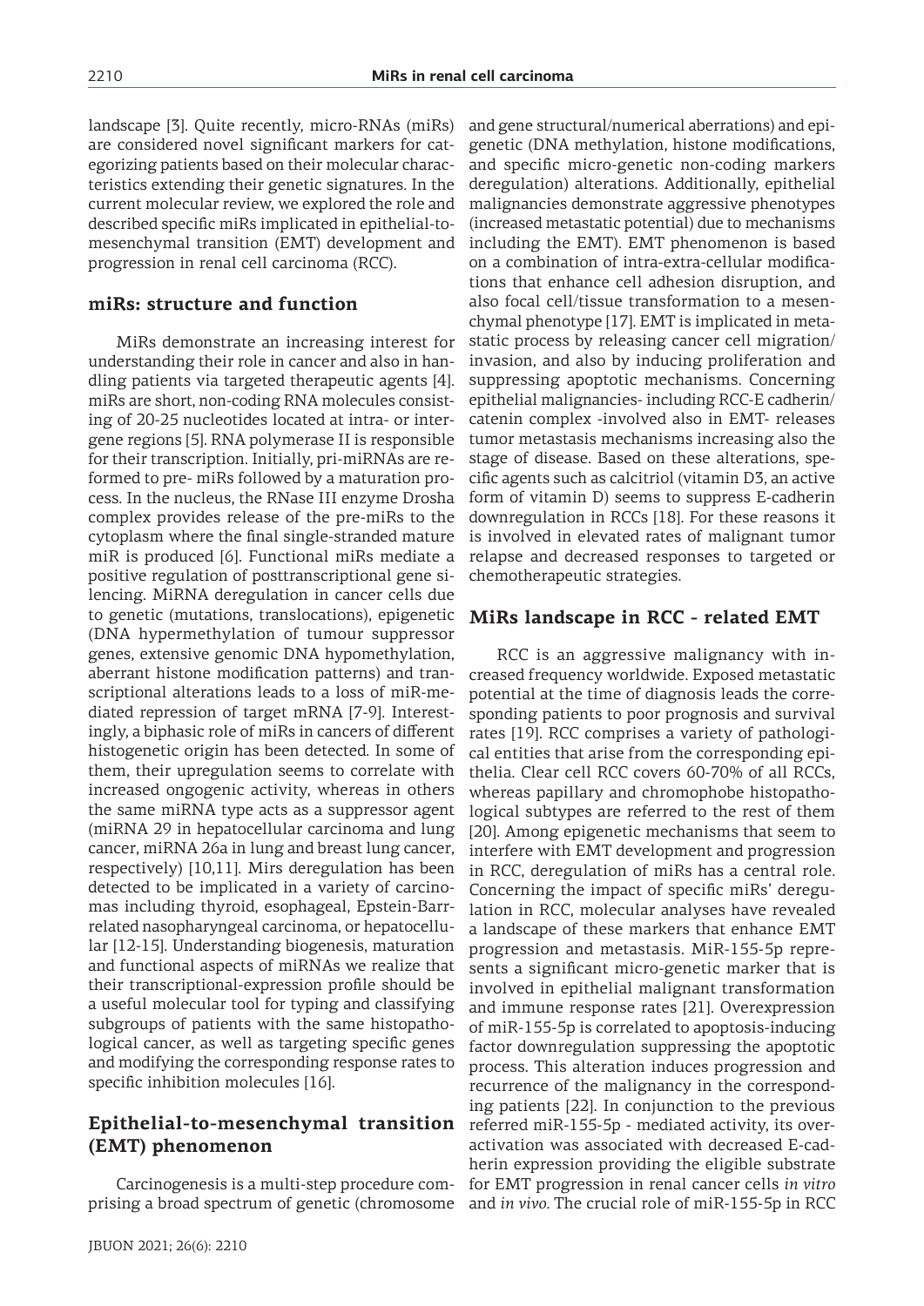landscape [3]. Quite recently, micro-RNAs (miRs) are considered novel significant markers for categorizing patients based on their molecular characteristics extending their genetic signatures. In the current molecular review, we explored the role and described specific miRs implicated in epithelial-to-mesenchymal transition (EMT) development and progression in renal cell carcinoma (RCC).

## miRs: structure and function

MiRs demonstrate an increasing interest for understanding their role in cancer and also in handling patients via targeted therapeutic agents [4]. miRs are short, non-coding RNA molecules consisting of 20-25 nucleotides located at intra- or intergene regions [5]. RNA polymerase II is responsible for their transcription. Initially, pri-miRNAs are reformed to pre- miRs followed by a maturation process. In the nucleus, the RNase III enzyme Drosha complex provides release of the pre-miRs to the cytoplasm where the final single-stranded mature miR is produced [6]. Functional miRs mediate a positive regulation of posttranscriptional gene silencing. MiRNA deregulation in cancer cells due to genetic (mutations, translocations), epigenetic (DNA hypermethylation of tumour suppressor genes, extensive genomic DNA hypomethylation, aberrant histone modification patterns) and transcriptional alterations leads to a loss of miR-mediated repression of target mRNA [7-9]. Interestingly, a biphasic role of miRs in cancers of different histogenetic origin has been detected. In some of them, their upregulation seems to correlate with increased ongogenic activity, whereas in others the same miRNA type acts as a suppressor agent (miRNA 29 in hepatocellular carcinoma and lung cancer, miRNA 26a in lung and breast lung cancer, respectively) [10,11]. Mirs deregulation has been detected to be implicated in a variety of carcinomas including thyroid, esophageal, Epstein-Barr-related nasopharyngeal carcinoma, or hepatocellular [12-15]. Understanding biogenesis, maturation and functional aspects of miRNAs we realize that their transcriptional-expression profile should be a useful molecular tool for typing and classifying subgroups of patients with the same histopathological cancer, as well as targeting specific genes and modifying the corresponding response rates to specific inhibition molecules [16].

## Epithelial-to-mesenchymal transition (EMT) phenomenon

Carcinogenesis is a multi-step procedure comprising a broad spectrum of genetic (chromosome and gene structural/numerical aberrations) and epigenetic (DNA methylation, histone modifications, and specific micro-genetic non-coding markers deregulation) alterations. Additionally, epithelial malignancies demonstrate aggressive phenotypes (increased metastatic potential) due to mechanisms including the EMT). EMT phenomenon is based on a combination of intra-extra-cellular modifications that enhance cell adhesion disruption, and also focal cell/tissue transformation to a mesenchymal phenotype [17]. EMT is implicated in metastatic process by releasing cancer cell migration/invasion, and also by inducing proliferation and suppressing apoptotic mechanisms. Concerning epithelial malignancies- including RCC-E cadherin/catenin complex -involved also in EMT- releases tumor metastasis mechanisms increasing also the stage of disease. Based on these alterations, specific agents such as calcitriol (vitamin D3, an active form of vitamin D) seems to suppress E-cadherin downregulation in RCCs [18]. For these reasons it is involved in elevated rates of malignant tumor relapse and decreased responses to targeted or chemotherapeutic strategies.

## MiRs landscape in RCC - related EMT

RCC is an aggressive malignancy with increased frequency worldwide. Exposed metastatic potential at the time of diagnosis leads the corresponding patients to poor prognosis and survival rates [19]. RCC comprises a variety of pathological entities that arise from the corresponding epithelia. Clear cell RCC covers 60-70% of all RCCs, whereas papillary and chromophobe histopathological subtypes are referred to the rest of them [20]. Among epigenetic mechanisms that seem to interfere with EMT development and progression in RCC, deregulation of miRs has a central role. Concerning the impact of specific miRs' deregulation in RCC, molecular analyses have revealed a landscape of these markers that enhance EMT progression and metastasis. MiR-155-5p represents a significant micro-genetic marker that is involved in epithelial malignant transformation and immune response rates [21]. Overexpression of miR-155-5p is correlated to apoptosis-inducing factor downregulation suppressing the apoptotic process. This alteration induces progression and recurrence of the malignancy in the corresponding patients [22]. In conjunction to the previous referred miR-155-5p - mediated activity, its overactivation was associated with decreased E-cadherin expression providing the eligible substrate for EMT progression in renal cancer cells *in vitro* and *in vivo*. The crucial role of miR-155-5p in RCC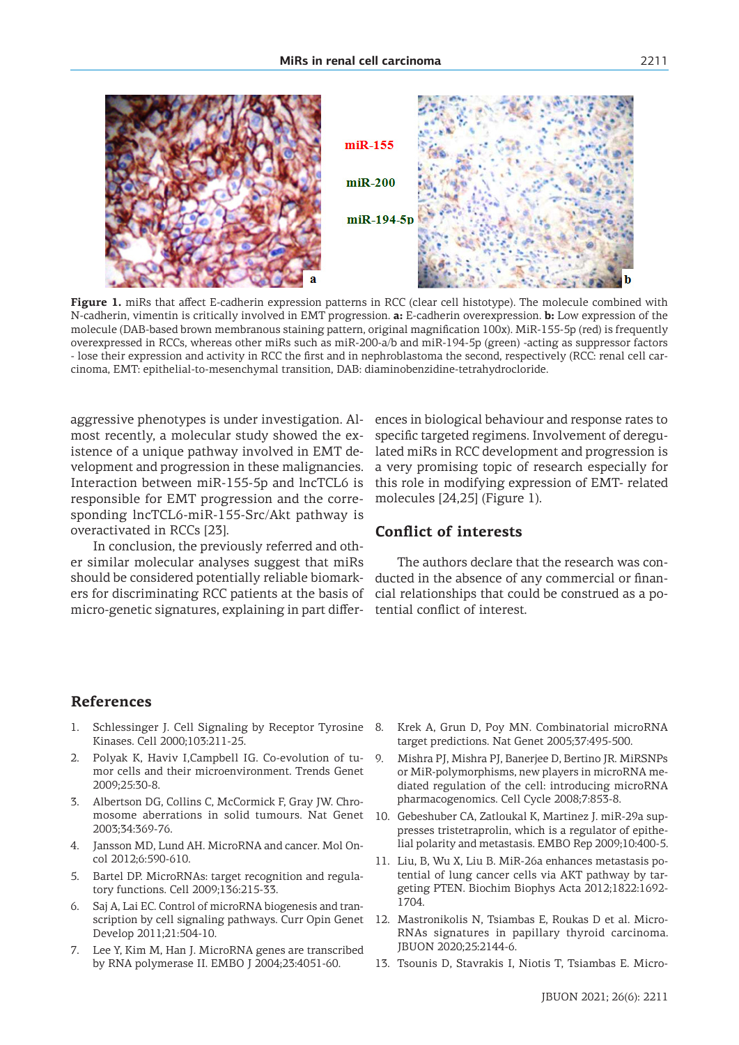miR-155

miR-200

miR-194-5p

**Figure 1.** miRs that affect E-cadherin expression patterns in RCC (clear cell histotype). The molecule combined with N-cadherin, vimentin is critically involved in EMT progression. **a:** E-cadherin overexpression. **b:** Low expression of the molecule (DAB-based brown membranous staining pattern, original magnification 100x). MiR-155-5p (red) is frequently overexpressed in RCCs, whereas other miRs such as miR-200-a/b and miR-194-5p (green) -acting as suppressor factors - lose their expression and activity in RCC the first and in nephroblastoma the second, respectively (RCC: renal cell carcinoma, EMT: epithelial-to-mesenchymal transition, DAB: diaminobenzidine-tetrahydrocloride.

aggressive phenotypes is under investigation. Almost recently, a molecular study showed the existence of a unique pathway involved in EMT development and progression in these malignancies. Interaction between miR-155-5p and lncTCL6 is responsible for EMT progression and the corresponding lncTCL6-miR-155-Src/Akt pathway is overactivated in RCCs [23].

In conclusion, the previously referred and other similar molecular analyses suggest that miRs should be considered potentially reliable biomarkers for discriminating RCC patients at the basis of micro-genetic signatures, explaining in part differences in biological behaviour and response rates to specific targeted regimens. Involvement of deregulated miRs in RCC development and progression is a very promising topic of research especially for this role in modifying expression of EMT- related molecules [24,25] (Figure 1).

## Conflict of interests

The authors declare that the research was conducted in the absence of any commercial or financial relationships that could be construed as a potential conflict of interest.

## References

1. Schlessinger J. Cell Signaling by Receptor Tyrosine Kinases. Cell 2000;103:211-25.
2. Polyak K, Haviv I,Campbell IG. Co-evolution of tumor cells and their microenvironment. Trends Genet 2009;25:30-8.
3. Albertson DG, Collins C, McCormick F, Gray JW. Chromosome aberrations in solid tumours. Nat Genet 2003;34:369-76.
4. Jansson MD, Lund AH. MicroRNA and cancer. Mol Oncol 2012;6:590-610.
5. Bartel DP. MicroRNAs: target recognition and regulatory functions. Cell 2009;136:215-33.
6. Saj A, Lai EC. Control of microRNA biogenesis and transcription by cell signaling pathways. Curr Opin Genet Develop 2011;21:504-10.
7. Lee Y, Kim M, Han J. MicroRNA genes are transcribed by RNA polymerase II. EMBO J 2004;23:4051-60.
8. Krek A, Grun D, Poy MN. Combinatorial microRNA target predictions. Nat Genet 2005;37:495-500.
9. Mishra PJ, Mishra PJ, Banerjee D, Bertino JR. MiRSNPs or MiR-polymorphisms, new players in microRNA mediated regulation of the cell: introducing microRNA pharmacogenomics. Cell Cycle 2008;7:853-8.
10. Gebeshuber CA, Zatloukal K, Martinez J. miR-29a suppresses tristetraprolin, which is a regulator of epithelial polarity and metastasis. EMBO Rep 2009;10:400-5.
11. Liu, B, Wu X, Liu B. MiR-26a enhances metastasis potential of lung cancer cells via AKT pathway by targeting PTEN. Biochim Biophys Acta 2012;1822:1692-1704.
12. Mastronikolis N, Tsiambas E, Roukas D et al. MicroRNAs signatures in papillary thyroid carcinoma. JBUON 2020;25:2144-6.
13. Tsounis D, Stavrakis I, Niotis T, Tsiambas E. Micro-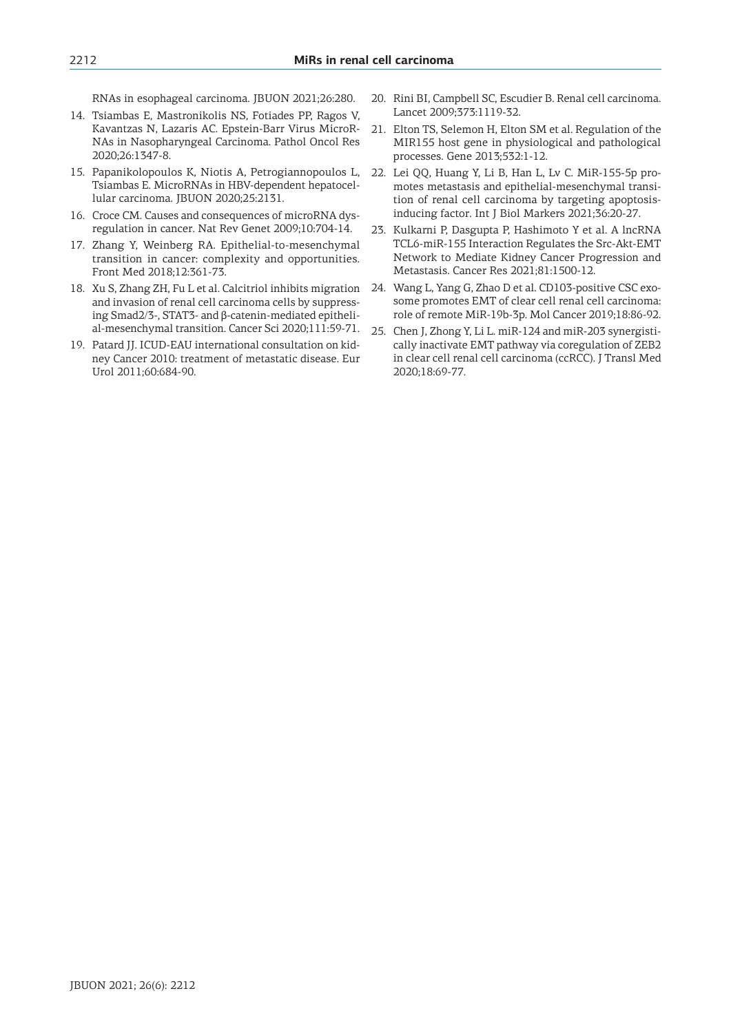RNAs in esophageal carcinoma. JBUON 2021;26:280.

14. Tsiambas E, Mastronikolis NS, Fotiades PP, Ragos V, Kavantzas N, Lazaris AC. Epstein-Barr Virus MicroRNAs in Nasopharyngeal Carcinoma. Pathol Oncol Res 2020;26:1347-8.
15. Papanikolopoulos K, Niotis A, Petrogiannopoulos L, Tsiambas E. MicroRNAs in HBV-dependent hepatocellular carcinoma. JBUON 2020;25:2131.
16. Croce CM. Causes and consequences of microRNA dysregulation in cancer. Nat Rev Genet 2009;10:704-14.
17. Zhang Y, Weinberg RA. Epithelial-to-mesenchymal transition in cancer: complexity and opportunities. Front Med 2018;12:361-73.
18. Xu S, Zhang ZH, Fu L et al. Calcitriol inhibits migration and invasion of renal cell carcinoma cells by suppressing Smad2/3-, STAT3- and β-catenin-mediated epithelial-mesenchymal transition. Cancer Sci 2020;111:59-71.
19. Patard JJ. ICUD-EAU international consultation on kidney Cancer 2010: treatment of metastatic disease. Eur Urol 2011;60:684-90.
20. Rini BI, Campbell SC, Escudier B. Renal cell carcinoma. Lancet 2009;373:1119-32.
21. Elton TS, Selemon H, Elton SM et al. Regulation of the MIR155 host gene in physiological and pathological processes. Gene 2013;532:1-12.
22. Lei QQ, Huang Y, Li B, Han L, Lv C. MiR-155-5p promotes metastasis and epithelial-mesenchymal transition of renal cell carcinoma by targeting apoptosis-inducing factor. Int J Biol Markers 2021;36:20-27.
23. Kulkarni P, Dasgupta P, Hashimoto Y et al. A lncRNA TCL6-miR-155 Interaction Regulates the Src-Akt-EMT Network to Mediate Kidney Cancer Progression and Metastasis. Cancer Res 2021;81:1500-12.
24. Wang L, Yang G, Zhao D et al. CD103-positive CSC exosome promotes EMT of clear cell renal cell carcinoma: role of remote MiR-19b-3p. Mol Cancer 2019;18:86-92.
25. Chen J, Zhong Y, Li L. miR-124 and miR-203 synergistically inactivate EMT pathway via coregulation of ZEB2 in clear cell renal cell carcinoma (ccRCC). J Transl Med 2020;18:69-77.